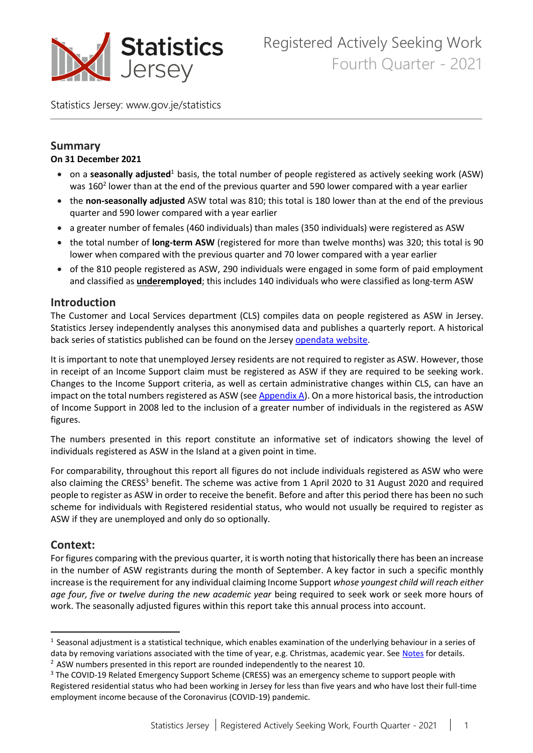Registered Actively Seeking Work
Fourth Quarter - 2021

Statistics Jersey: www.gov.je/statistics

## Summary

**On 31 December 2021**

- on a **seasonally adjusted**[1] basis, the total number of people registered as actively seeking work (ASW) was 160[2] lower than at the end of the previous quarter and 590 lower compared with a year earlier
- the **non-seasonally adjusted** ASW total was 810; this total is 180 lower than at the end of the previous quarter and 590 lower compared with a year earlier
- a greater number of females (460 individuals) than males (350 individuals) were registered as ASW
- the total number of **long-term ASW** (registered for more than twelve months) was 320; this total is 90 lower when compared with the previous quarter and 70 lower compared with a year earlier
- of the 810 people registered as ASW, 290 individuals were engaged in some form of paid employment and classified as **underemployed**; this includes 140 individuals who were classified as long-term ASW

## Introduction

The Customer and Local Services department (CLS) compiles data on people registered as ASW in Jersey. Statistics Jersey independently analyses this anonymised data and publishes a quarterly report. A historical back series of statistics published can be found on the Jersey opendata website.

It is important to note that unemployed Jersey residents are not required to register as ASW. However, those in receipt of an Income Support claim must be registered as ASW if they are required to be seeking work. Changes to the Income Support criteria, as well as certain administrative changes within CLS, can have an impact on the total numbers registered as ASW (see Appendix A). On a more historical basis, the introduction of Income Support in 2008 led to the inclusion of a greater number of individuals in the registered as ASW figures.

The numbers presented in this report constitute an informative set of indicators showing the level of individuals registered as ASW in the Island at a given point in time.

For comparability, throughout this report all figures do not include individuals registered as ASW who were also claiming the CRESS[3] benefit. The scheme was active from 1 April 2020 to 31 August 2020 and required people to register as ASW in order to receive the benefit. Before and after this period there has been no such scheme for individuals with Registered residential status, who would not usually be required to register as ASW if they are unemployed and only do so optionally.

## Context:

For figures comparing with the previous quarter, it is worth noting that historically there has been an increase in the number of ASW registrants during the month of September. A key factor in such a specific monthly increase is the requirement for any individual claiming Income Support *whose youngest child will reach either age four, five or twelve during the new academic year* being required to seek work or seek more hours of work. The seasonally adjusted figures within this report take this annual process into account.

---

[1] Seasonal adjustment is a statistical technique, which enables examination of the underlying behaviour in a series of data by removing variations associated with the time of year, e.g. Christmas, academic year. See Notes for details.

[2] ASW numbers presented in this report are rounded independently to the nearest 10.

[3] The COVID-19 Related Emergency Support Scheme (CRESS) was an emergency scheme to support people with Registered residential status who had been working in Jersey for less than five years and who have lost their full-time employment income because of the Coronavirus (COVID-19) pandemic.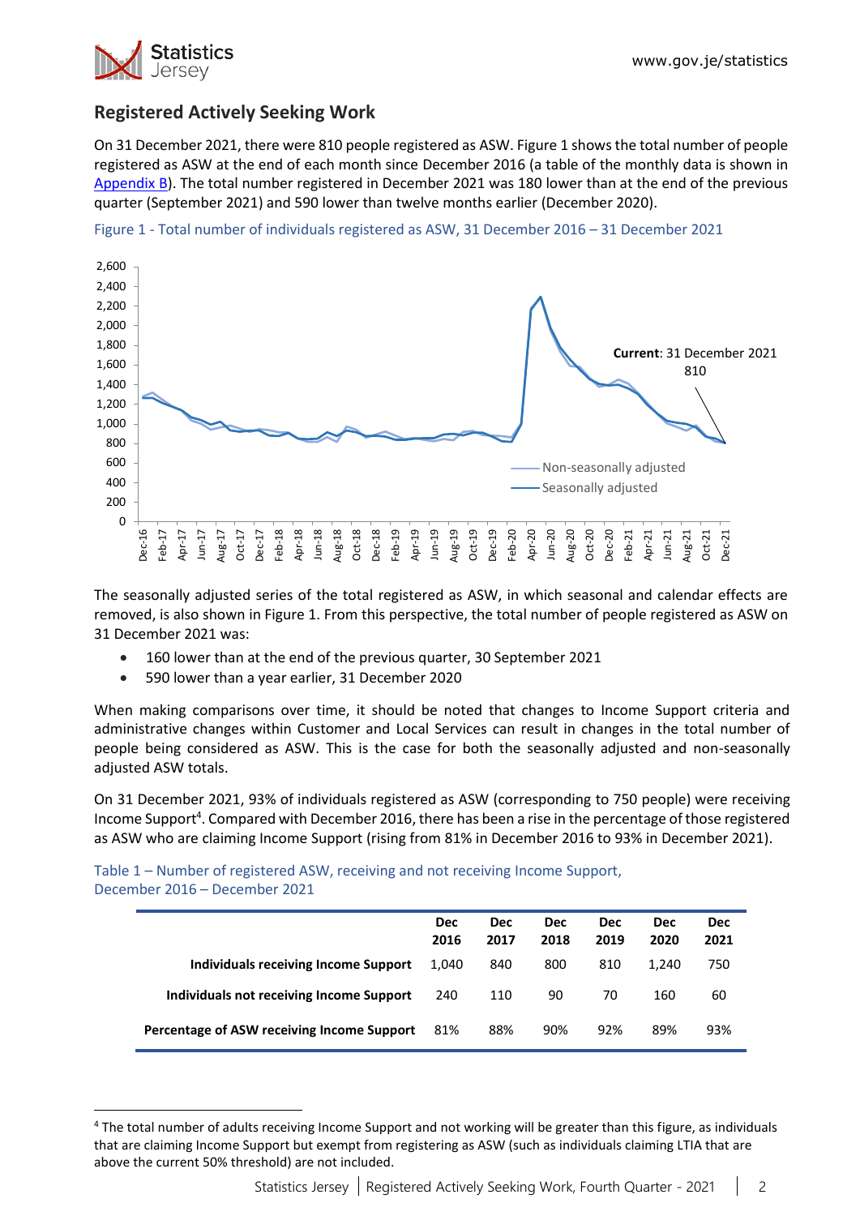## Registered Actively Seeking Work

On 31 December 2021, there were 810 people registered as ASW. Figure 1 shows the total number of people registered as ASW at the end of each month since December 2016 (a table of the monthly data is shown in Appendix B). The total number registered in December 2021 was 180 lower than at the end of the previous quarter (September 2021) and 590 lower than twelve months earlier (December 2020).

Figure 1 - Total number of individuals registered as ASW, 31 December 2016 – 31 December 2021

The seasonally adjusted series of the total registered as ASW, in which seasonal and calendar effects are removed, is also shown in Figure 1. From this perspective, the total number of people registered as ASW on 31 December 2021 was:

- 160 lower than at the end of the previous quarter, 30 September 2021
- 590 lower than a year earlier, 31 December 2020

When making comparisons over time, it should be noted that changes to Income Support criteria and administrative changes within Customer and Local Services can result in changes in the total number of people being considered as ASW. This is the case for both the seasonally adjusted and non-seasonally adjusted ASW totals.

On 31 December 2021, 93% of individuals registered as ASW (corresponding to 750 people) were receiving Income Support[4]. Compared with December 2016, there has been a rise in the percentage of those registered as ASW who are claiming Income Support (rising from 81% in December 2016 to 93% in December 2021).

Table 1 – Number of registered ASW, receiving and not receiving Income Support, December 2016 – December 2021

| | Dec 2016 | Dec 2017 | Dec 2018 | Dec 2019 | Dec 2020 | Dec 2021 |
|---|---|---|---|---|---|---|
| **Individuals receiving Income Support** | 1,040 | 840 | 800 | 810 | 1,240 | 750 |
| **Individuals not receiving Income Support** | 240 | 110 | 90 | 70 | 160 | 60 |
| **Percentage of ASW receiving Income Support** | 81% | 88% | 90% | 92% | 89% | 93% |

[4] The total number of adults receiving Income Support and not working will be greater than this figure, as individuals that are claiming Income Support but exempt from registering as ASW (such as individuals claiming LTIA that are above the current 50% threshold) are not included.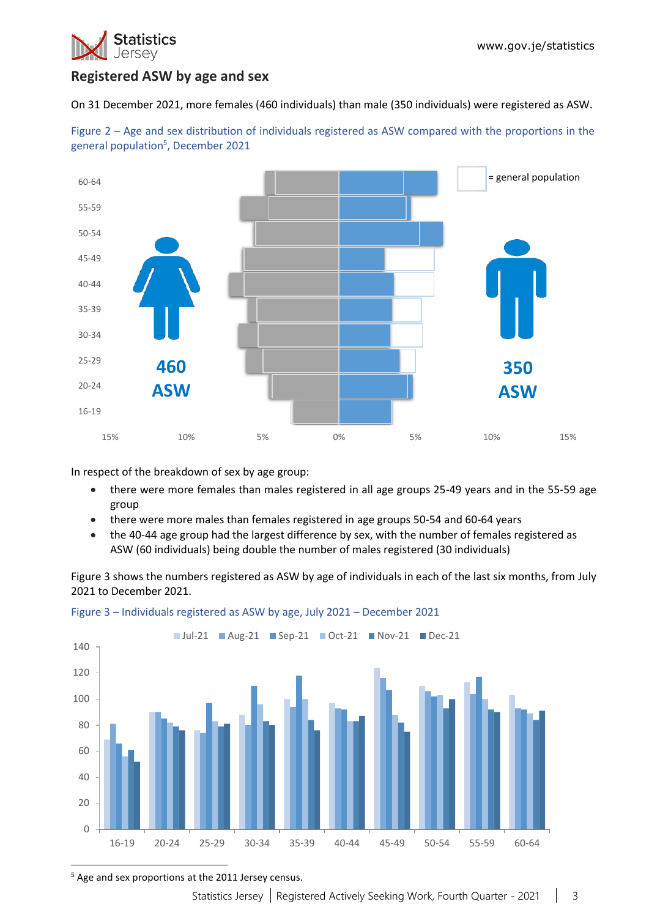## Registered ASW by age and sex

On 31 December 2021, more females (460 individuals) than male (350 individuals) were registered as ASW.

Figure 2 – Age and sex distribution of individuals registered as ASW compared with the proportions in the general population[5], December 2021

In respect of the breakdown of sex by age group:

- there were more females than males registered in all age groups 25-49 years and in the 55-59 age group
- there were more males than females registered in age groups 50-54 and 60-64 years
- the 40-44 age group had the largest difference by sex, with the number of females registered as ASW (60 individuals) being double the number of males registered (30 individuals)

Figure 3 shows the numbers registered as ASW by age of individuals in each of the last six months, from July 2021 to December 2021.

Figure 3 – Individuals registered as ASW by age, July 2021 – December 2021

[5] Age and sex proportions at the 2011 Jersey census.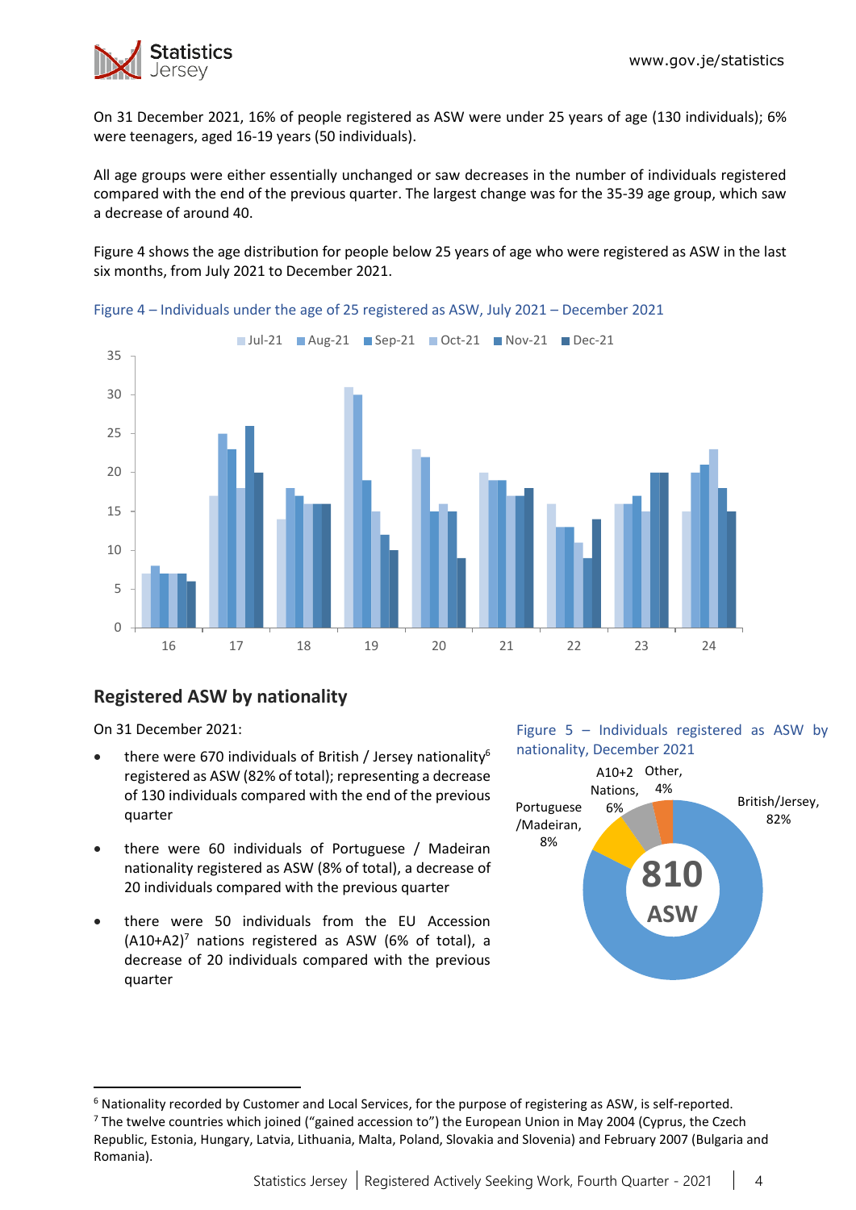On 31 December 2021, 16% of people registered as ASW were under 25 years of age (130 individuals); 6% were teenagers, aged 16-19 years (50 individuals).

All age groups were either essentially unchanged or saw decreases in the number of individuals registered compared with the end of the previous quarter. The largest change was for the 35-39 age group, which saw a decrease of around 40.

Figure 4 shows the age distribution for people below 25 years of age who were registered as ASW in the last six months, from July 2021 to December 2021.

Figure 4 – Individuals under the age of 25 registered as ASW, July 2021 – December 2021

## Registered ASW by nationality

On 31 December 2021:

- there were 670 individuals of British / Jersey nationality[6] registered as ASW (82% of total); representing a decrease of 130 individuals compared with the end of the previous quarter
- there were 60 individuals of Portuguese / Madeiran nationality registered as ASW (8% of total), a decrease of 20 individuals compared with the previous quarter
- there were 50 individuals from the EU Accession (A10+A2)[7] nations registered as ASW (6% of total), a decrease of 20 individuals compared with the previous quarter

Figure 5 – Individuals registered as ASW by nationality, December 2021

[6] Nationality recorded by Customer and Local Services, for the purpose of registering as ASW, is self-reported.

[7] The twelve countries which joined ("gained accession to") the European Union in May 2004 (Cyprus, the Czech Republic, Estonia, Hungary, Latvia, Lithuania, Malta, Poland, Slovakia and Slovenia) and February 2007 (Bulgaria and Romania).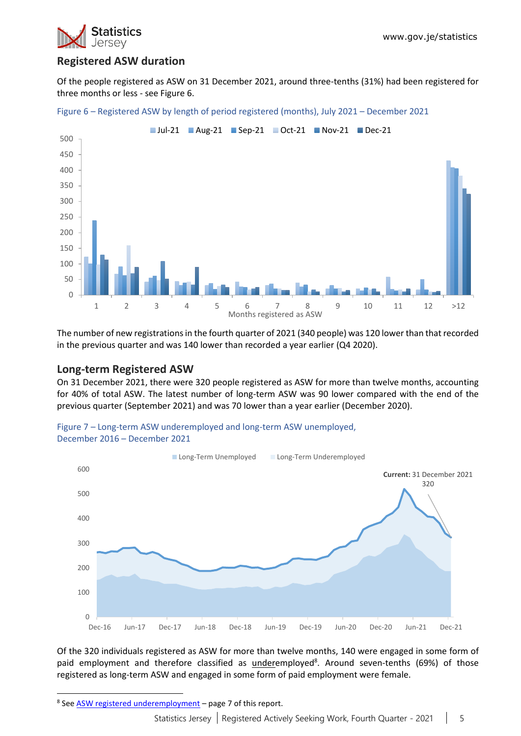## Registered ASW duration

Of the people registered as ASW on 31 December 2021, around three-tenths (31%) had been registered for three months or less - see Figure 6.

Figure 6 – Registered ASW by length of period registered (months), July 2021 – December 2021

The number of new registrations in the fourth quarter of 2021 (340 people) was 120 lower than that recorded in the previous quarter and was 140 lower than recorded a year earlier (Q4 2020).

## Long-term Registered ASW

On 31 December 2021, there were 320 people registered as ASW for more than twelve months, accounting for 40% of total ASW. The latest number of long-term ASW was 90 lower compared with the end of the previous quarter (September 2021) and was 70 lower than a year earlier (December 2020).

Figure 7 – Long-term ASW underemployed and long-term ASW unemployed, December 2016 – December 2021

Of the 320 individuals registered as ASW for more than twelve months, 140 were engaged in some form of paid employment and therefore classified as underemployed[8]. Around seven-tenths (69%) of those registered as long-term ASW and engaged in some form of paid employment were female.

[8] See ASW registered underemployment – page 7 of this report.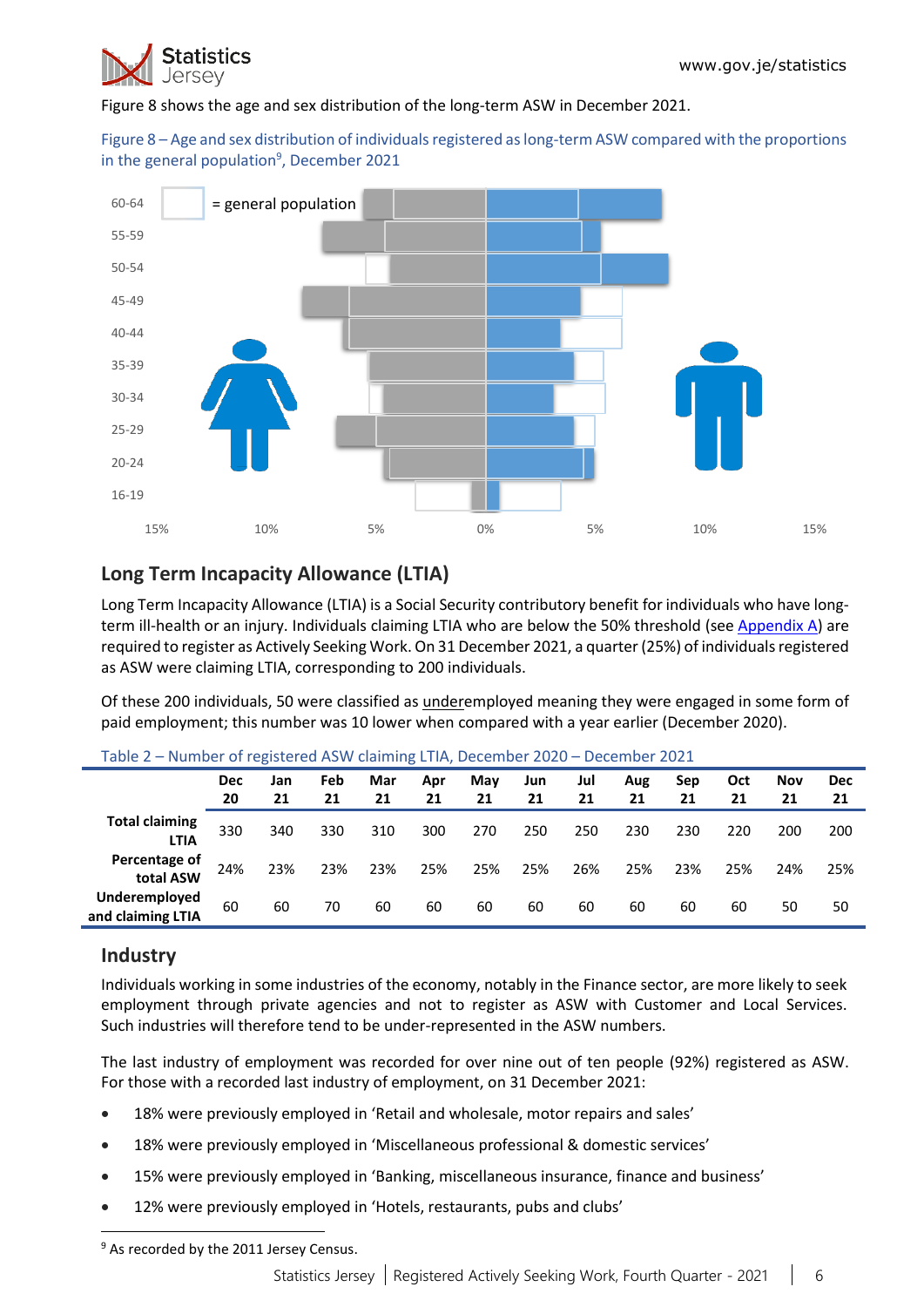Figure 8 shows the age and sex distribution of the long-term ASW in December 2021.

Figure 8 – Age and sex distribution of individuals registered as long-term ASW compared with the proportions in the general population[9], December 2021

Long Term Incapacity Allowance (LTIA)
-------------------------------------

## Long Term Incapacity Allowance (LTIA)

Long Term Incapacity Allowance (LTIA) is a Social Security contributory benefit for individuals who have long-term ill-health or an injury. Individuals claiming LTIA who are below the 50% threshold (see Appendix A) are required to register as Actively Seeking Work. On 31 December 2021, a quarter (25%) of individuals registered as ASW were claiming LTIA, corresponding to 200 individuals.

Of these 200 individuals, 50 were classified as underemployed meaning they were engaged in some form of paid employment; this number was 10 lower when compared with a year earlier (December 2020).

Table 2 – Number of registered ASW claiming LTIA, December 2020 – December 2021

| | Dec 20 | Jan 21 | Feb 21 | Mar 21 | Apr 21 | May 21 | Jun 21 | Jul 21 | Aug 21 | Sep 21 | Oct 21 | Nov 21 | Dec 21 |
|---|---|---|---|---|---|---|---|---|---|---|---|---|---|
| **Total claiming LTIA** | 330 | 340 | 330 | 310 | 300 | 270 | 250 | 250 | 230 | 230 | 220 | 200 | 200 |
| **Percentage of total ASW** | 24% | 23% | 23% | 23% | 25% | 25% | 25% | 26% | 25% | 23% | 25% | 24% | 25% |
| **Underemployed and claiming LTIA** | 60 | 60 | 70 | 60 | 60 | 60 | 60 | 60 | 60 | 60 | 60 | 50 | 50 |

## Industry

Individuals working in some industries of the economy, notably in the Finance sector, are more likely to seek employment through private agencies and not to register as ASW with Customer and Local Services. Such industries will therefore tend to be under-represented in the ASW numbers.

The last industry of employment was recorded for over nine out of ten people (92%) registered as ASW. For those with a recorded last industry of employment, on 31 December 2021:

- 18% were previously employed in 'Retail and wholesale, motor repairs and sales'
- 18% were previously employed in 'Miscellaneous professional & domestic services'
- 15% were previously employed in 'Banking, miscellaneous insurance, finance and business'
- 12% were previously employed in 'Hotels, restaurants, pubs and clubs'

[9] As recorded by the 2011 Jersey Census.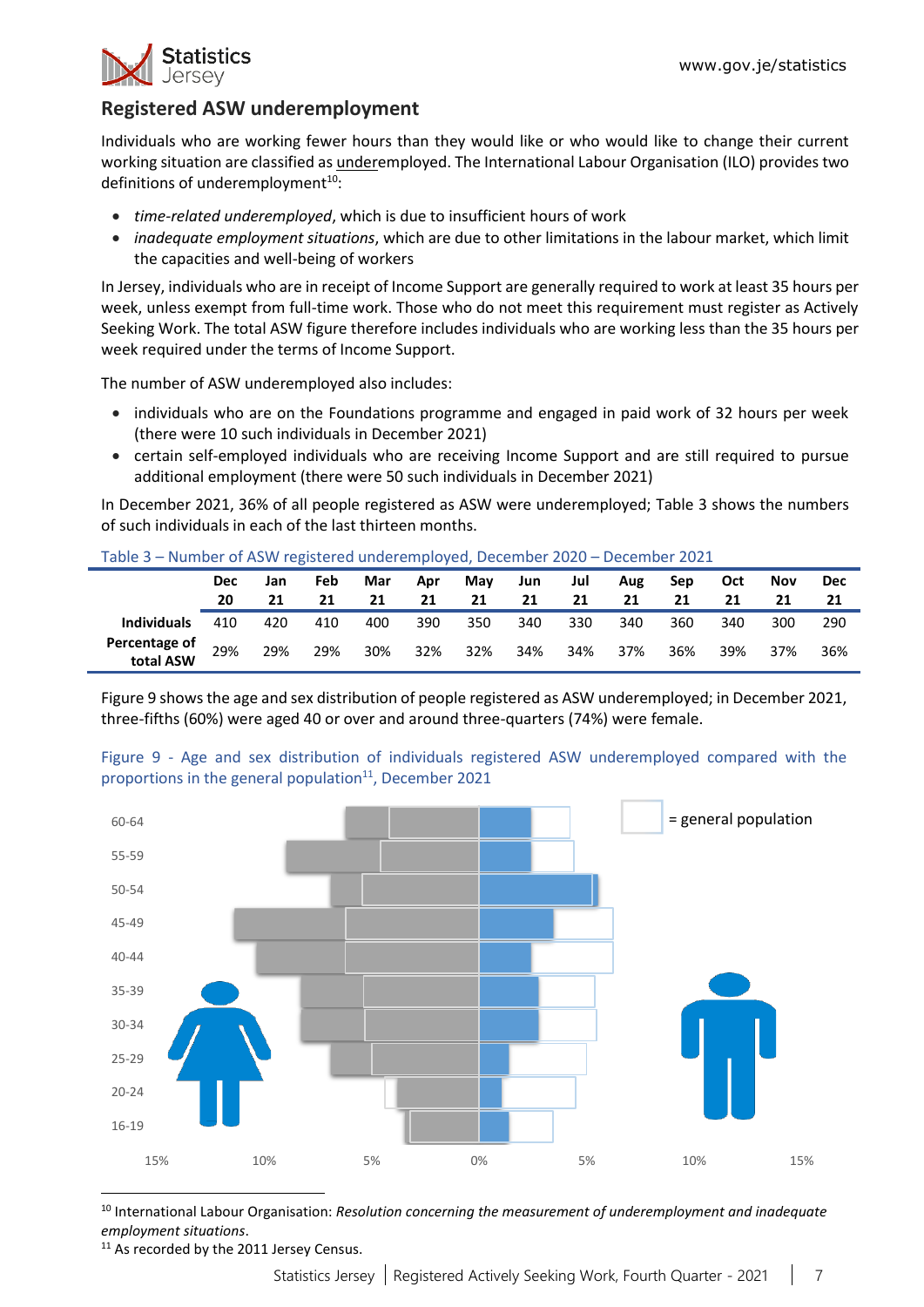## Registered ASW underemployment

Individuals who are working fewer hours than they would like or who would like to change their current working situation are classified as underemployed. The International Labour Organisation (ILO) provides two definitions of underemployment[10]:

- *time-related underemployed*, which is due to insufficient hours of work
- *inadequate employment situations*, which are due to other limitations in the labour market, which limit the capacities and well-being of workers

In Jersey, individuals who are in receipt of Income Support are generally required to work at least 35 hours per week, unless exempt from full-time work. Those who do not meet this requirement must register as Actively Seeking Work. The total ASW figure therefore includes individuals who are working less than the 35 hours per week required under the terms of Income Support.

The number of ASW underemployed also includes:

- individuals who are on the Foundations programme and engaged in paid work of 32 hours per week (there were 10 such individuals in December 2021)
- certain self-employed individuals who are receiving Income Support and are still required to pursue additional employment (there were 50 such individuals in December 2021)

In December 2021, 36% of all people registered as ASW were underemployed; Table 3 shows the numbers of such individuals in each of the last thirteen months.

Table 3 – Number of ASW registered underemployed, December 2020 – December 2021

| | Dec 20 | Jan 21 | Feb 21 | Mar 21 | Apr 21 | May 21 | Jun 21 | Jul 21 | Aug 21 | Sep 21 | Oct 21 | Nov 21 | Dec 21 |
|---|---|---|---|---|---|---|---|---|---|---|---|---|---|
| **Individuals** | 410 | 420 | 410 | 400 | 390 | 350 | 340 | 330 | 340 | 360 | 340 | 300 | 290 |
| **Percentage of total ASW** | 29% | 29% | 29% | 30% | 32% | 32% | 34% | 34% | 37% | 36% | 39% | 37% | 36% |

Figure 9 shows the age and sex distribution of people registered as ASW underemployed; in December 2021, three-fifths (60%) were aged 40 or over and around three-quarters (74%) were female.

Figure 9 - Age and sex distribution of individuals registered ASW underemployed compared with the proportions in the general population[11], December 2021

---

[10] International Labour Organisation: *Resolution concerning the measurement of underemployment and inadequate employment situations*.

[11] As recorded by the 2011 Jersey Census.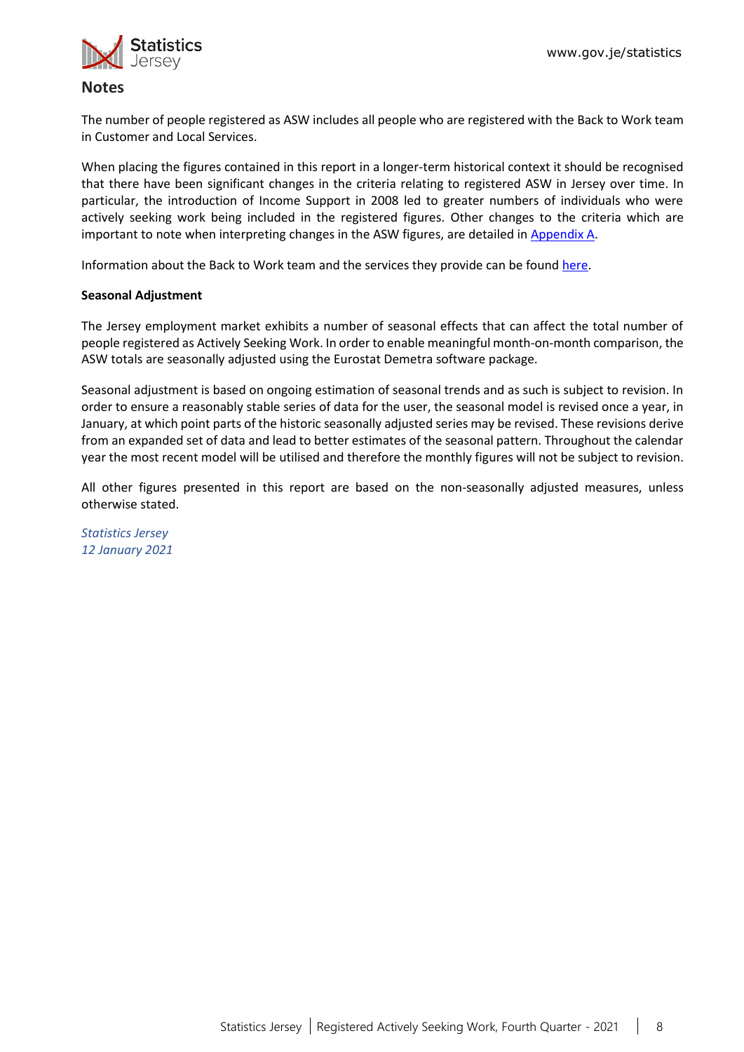## Notes

The number of people registered as ASW includes all people who are registered with the Back to Work team in Customer and Local Services.

When placing the figures contained in this report in a longer-term historical context it should be recognised that there have been significant changes in the criteria relating to registered ASW in Jersey over time. In particular, the introduction of Income Support in 2008 led to greater numbers of individuals who were actively seeking work being included in the registered figures. Other changes to the criteria which are important to note when interpreting changes in the ASW figures, are detailed in Appendix A.

Information about the Back to Work team and the services they provide can be found here.

**Seasonal Adjustment**

The Jersey employment market exhibits a number of seasonal effects that can affect the total number of people registered as Actively Seeking Work. In order to enable meaningful month-on-month comparison, the ASW totals are seasonally adjusted using the Eurostat Demetra software package.

Seasonal adjustment is based on ongoing estimation of seasonal trends and as such is subject to revision. In order to ensure a reasonably stable series of data for the user, the seasonal model is revised once a year, in January, at which point parts of the historic seasonally adjusted series may be revised. These revisions derive from an expanded set of data and lead to better estimates of the seasonal pattern. Throughout the calendar year the most recent model will be utilised and therefore the monthly figures will not be subject to revision.

All other figures presented in this report are based on the non-seasonally adjusted measures, unless otherwise stated.

*Statistics Jersey*
*12 January 2021*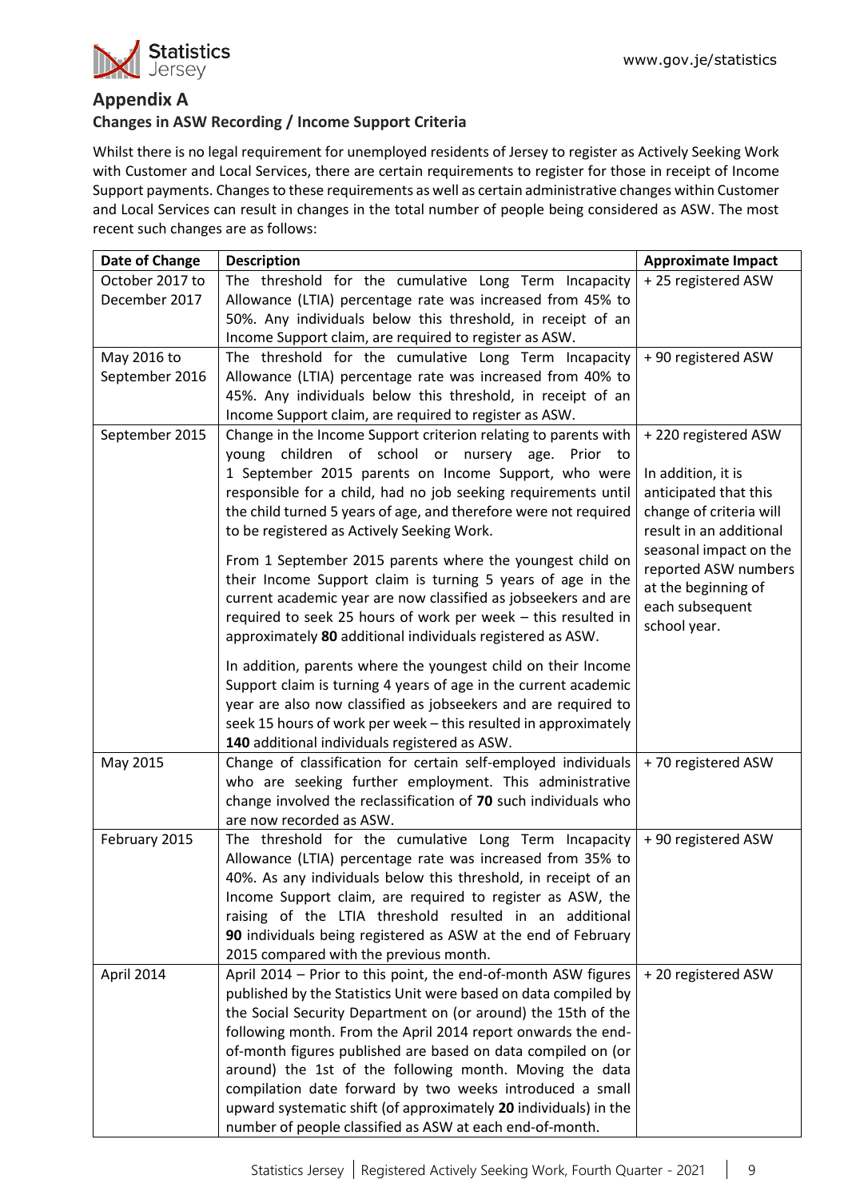## Appendix A

### Changes in ASW Recording / Income Support Criteria

Whilst there is no legal requirement for unemployed residents of Jersey to register as Actively Seeking Work with Customer and Local Services, there are certain requirements to register for those in receipt of Income Support payments. Changes to these requirements as well as certain administrative changes within Customer and Local Services can result in changes in the total number of people being considered as ASW. The most recent such changes are as follows:

| Date of Change | Description | Approximate Impact |
|---|---|---|
| October 2017 to December 2017 | The threshold for the cumulative Long Term Incapacity Allowance (LTIA) percentage rate was increased from 45% to 50%. Any individuals below this threshold, in receipt of an Income Support claim, are required to register as ASW. | + 25 registered ASW |
| May 2016 to September 2016 | The threshold for the cumulative Long Term Incapacity Allowance (LTIA) percentage rate was increased from 40% to 45%. Any individuals below this threshold, in receipt of an Income Support claim, are required to register as ASW. | + 90 registered ASW |
| September 2015 | Change in the Income Support criterion relating to parents with young children of school or nursery age. Prior to 1 September 2015 parents on Income Support, who were responsible for a child, had no job seeking requirements until the child turned 5 years of age, and therefore were not required to be registered as Actively Seeking Work.<br><br>From 1 September 2015 parents where the youngest child on their Income Support claim is turning 5 years of age in the current academic year are now classified as jobseekers and are required to seek 25 hours of work per week – this resulted in approximately **80** additional individuals registered as ASW.<br><br>In addition, parents where the youngest child on their Income Support claim is turning 4 years of age in the current academic year are also now classified as jobseekers and are required to seek 15 hours of work per week – this resulted in approximately **140** additional individuals registered as ASW. | + 220 registered ASW<br><br>In addition, it is anticipated that this change of criteria will result in an additional seasonal impact on the reported ASW numbers at the beginning of each subsequent school year. |
| May 2015 | Change of classification for certain self-employed individuals who are seeking further employment. This administrative change involved the reclassification of **70** such individuals who are now recorded as ASW. | + 70 registered ASW |
| February 2015 | The threshold for the cumulative Long Term Incapacity Allowance (LTIA) percentage rate was increased from 35% to 40%. As any individuals below this threshold, in receipt of an Income Support claim, are required to register as ASW, the raising of the LTIA threshold resulted in an additional **90** individuals being registered as ASW at the end of February 2015 compared with the previous month. | + 90 registered ASW |
| April 2014 | April 2014 – Prior to this point, the end-of-month ASW figures published by the Statistics Unit were based on data compiled by the Social Security Department on (or around) the 15th of the following month. From the April 2014 report onwards the end-of-month figures published are based on data compiled on (or around) the 1st of the following month. Moving the data compilation date forward by two weeks introduced a small upward systematic shift (of approximately **20** individuals) in the number of people classified as ASW at each end-of-month. | + 20 registered ASW |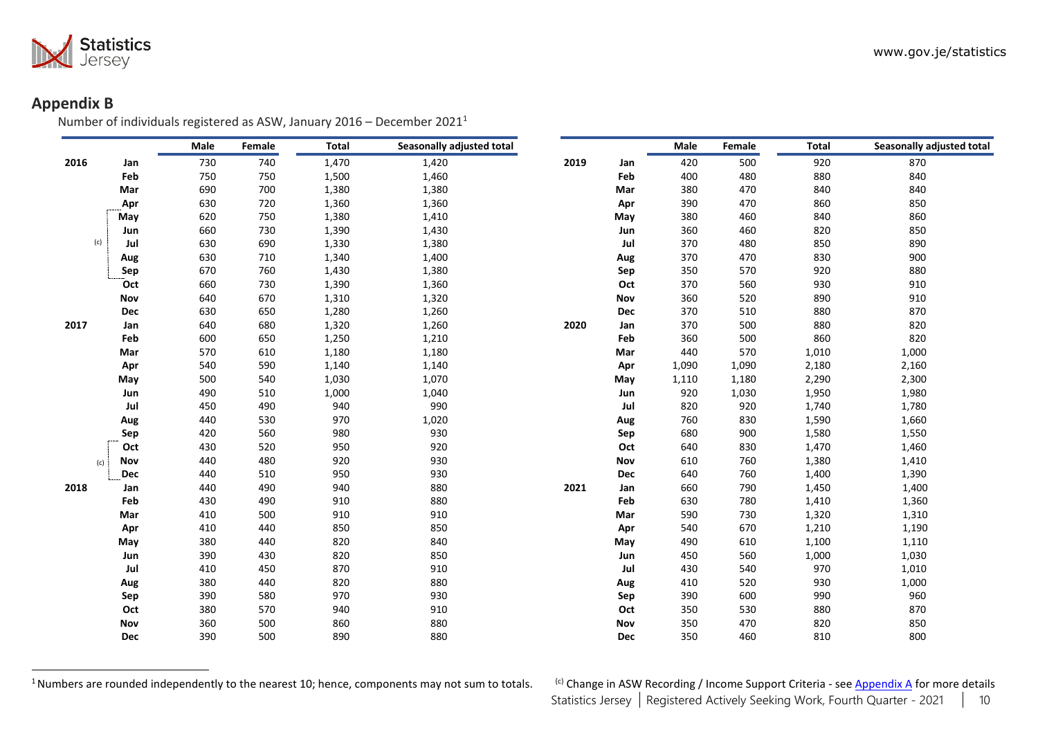## Appendix B

Number of individuals registered as ASW, January 2016 – December 2021[1]

| | | | Male | Female | Total | Seasonally adjusted total |
|---|---|---|---|---|---|---|
| 2016 | | Jan | 730 | 740 | 1,470 | 1,420 |
| | | Feb | 750 | 750 | 1,500 | 1,460 |
| | | Mar | 690 | 700 | 1,380 | 1,380 |
| | | Apr | 630 | 720 | 1,360 | 1,360 |
| | | May | 620 | 750 | 1,380 | 1,410 |
| | | Jun | 660 | 730 | 1,390 | 1,430 |
| | (c) | Jul | 630 | 690 | 1,330 | 1,380 |
| | | Aug | 630 | 710 | 1,340 | 1,400 |
| | | Sep | 670 | 760 | 1,430 | 1,380 |
| | | Oct | 660 | 730 | 1,390 | 1,360 |
| | | Nov | 640 | 670 | 1,310 | 1,320 |
| | | Dec | 630 | 650 | 1,280 | 1,260 |
| 2017 | | Jan | 640 | 680 | 1,320 | 1,260 |
| | | Feb | 600 | 650 | 1,250 | 1,210 |
| | | Mar | 570 | 610 | 1,180 | 1,180 |
| | | Apr | 540 | 590 | 1,140 | 1,140 |
| | | May | 500 | 540 | 1,030 | 1,070 |
| | | Jun | 490 | 510 | 1,000 | 1,040 |
| | | Jul | 450 | 490 | 940 | 990 |
| | | Aug | 440 | 530 | 970 | 1,020 |
| | | Sep | 420 | 560 | 980 | 930 |
| | | Oct | 430 | 520 | 950 | 920 |
| | (c) | Nov | 440 | 480 | 920 | 930 |
| | | Dec | 440 | 510 | 950 | 930 |
| 2018 | | Jan | 440 | 490 | 940 | 880 |
| | | Feb | 430 | 490 | 910 | 880 |
| | | Mar | 410 | 500 | 910 | 910 |
| | | Apr | 410 | 440 | 850 | 850 |
| | | May | 380 | 440 | 820 | 840 |
| | | Jun | 390 | 430 | 820 | 850 |
| | | Jul | 410 | 450 | 870 | 910 |
| | | Aug | 380 | 440 | 820 | 880 |
| | | Sep | 390 | 580 | 970 | 930 |
| | | Oct | 380 | 570 | 940 | 910 |
| | | Nov | 360 | 500 | 860 | 880 |
| | | Dec | 390 | 500 | 890 | 880 |
| 2019 | | Jan | 420 | 500 | 920 | 870 |
| | | Feb | 400 | 480 | 880 | 840 |
| | | Mar | 380 | 470 | 840 | 840 |
| | | Apr | 390 | 470 | 860 | 850 |
| | | May | 380 | 460 | 840 | 860 |
| | | Jun | 360 | 460 | 820 | 850 |
| | | Jul | 370 | 480 | 850 | 890 |
| | | Aug | 370 | 470 | 830 | 900 |
| | | Sep | 350 | 570 | 920 | 880 |
| | | Oct | 370 | 560 | 930 | 910 |
| | | Nov | 360 | 520 | 890 | 910 |
| | | Dec | 370 | 510 | 880 | 870 |
| 2020 | | Jan | 370 | 500 | 880 | 820 |
| | | Feb | 360 | 500 | 860 | 820 |
| | | Mar | 440 | 570 | 1,010 | 1,000 |
| | | Apr | 1,090 | 1,090 | 2,180 | 2,160 |
| | | May | 1,110 | 1,180 | 2,290 | 2,300 |
| | | Jun | 920 | 1,030 | 1,950 | 1,980 |
| | | Jul | 820 | 920 | 1,740 | 1,780 |
| | | Aug | 760 | 830 | 1,590 | 1,660 |
| | | Sep | 680 | 900 | 1,580 | 1,550 |
| | | Oct | 640 | 830 | 1,470 | 1,460 |
| | | Nov | 610 | 760 | 1,380 | 1,410 |
| | | Dec | 640 | 760 | 1,400 | 1,390 |
| 2021 | | Jan | 660 | 790 | 1,450 | 1,400 |
| | | Feb | 630 | 780 | 1,410 | 1,360 |
| | | Mar | 590 | 730 | 1,320 | 1,310 |
| | | Apr | 540 | 670 | 1,210 | 1,190 |
| | | May | 490 | 610 | 1,100 | 1,110 |
| | | Jun | 450 | 560 | 1,000 | 1,030 |
| | | Jul | 430 | 540 | 970 | 1,010 |
| | | Aug | 410 | 520 | 930 | 1,000 |
| | | Sep | 390 | 600 | 990 | 960 |
| | | Oct | 350 | 530 | 880 | 870 |
| | | Nov | 350 | 470 | 820 | 850 |
| | | Dec | 350 | 460 | 810 | 800 |

[1] Numbers are rounded independently to the nearest 10; hence, components may not sum to totals.

(c) Change in ASW Recording / Income Support Criteria - see Appendix A for more details